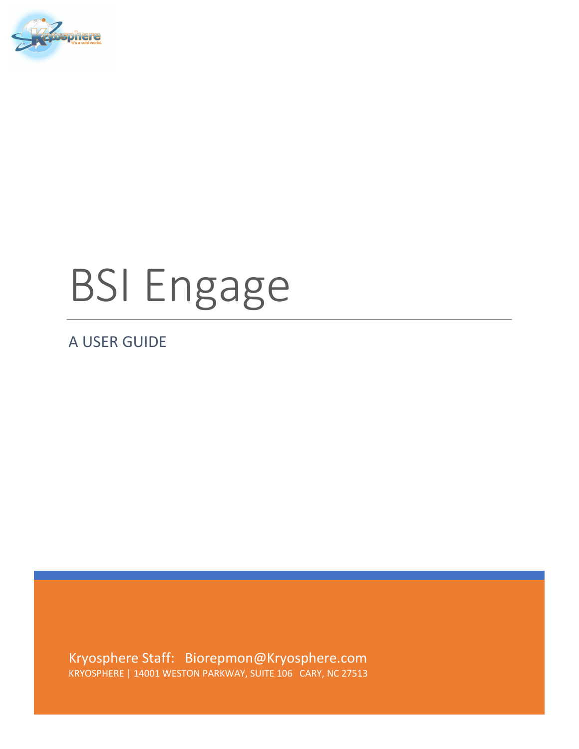# BSI Engage

## A USER GUIDE

Kryosphere Staff: Biorepmon@Kryosphere.com

KRYOSPHERE | 14001 WESTON PARKWAY, SUITE 106 CARY, NC 27513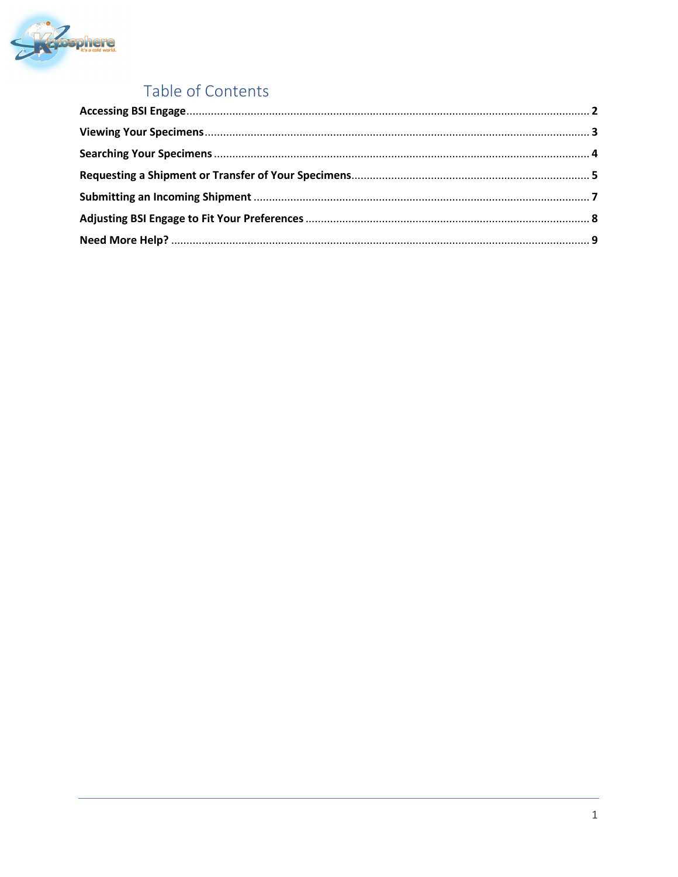# Table of Contents

**Accessing BSI Engage** ........................................................................ **2**

**Viewing Your Specimens** ........................................................................ **3**

**Searching Your Specimens** ........................................................................ **4**

**Requesting a Shipment or Transfer of Your Specimens** ........................................................................ **5**

**Submitting an Incoming Shipment** ........................................................................ **7**

**Adjusting BSI Engage to Fit Your Preferences** ........................................................................ **8**

**Need More Help?** ........................................................................ **9**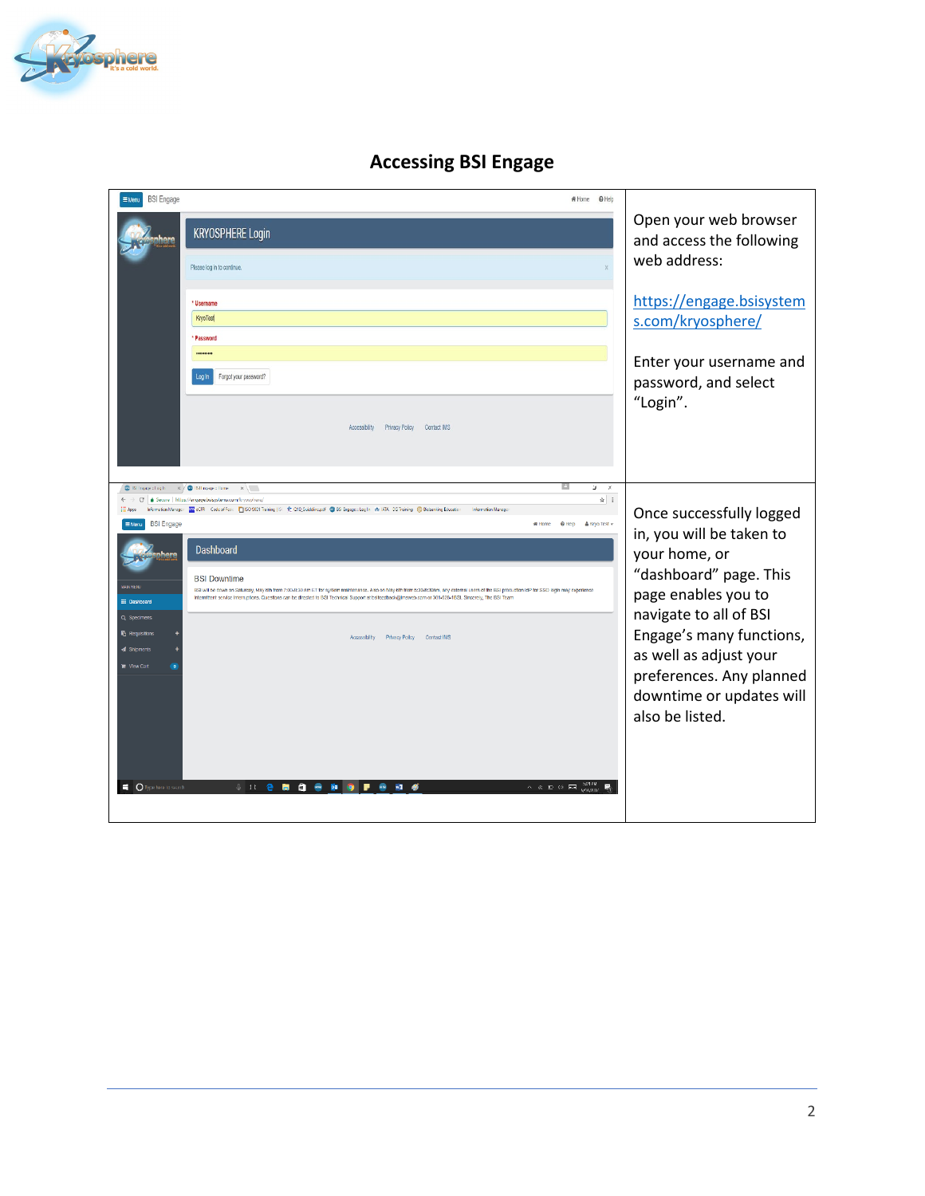## Accessing BSI Engage

| | |
|---|---|
| | Open your web browser and access the following web address:<br><br>https://engage.bsisystems.com/kryosphere/<br><br>Enter your username and password, and select "Login". |
| | Once successfully logged in, you will be taken to your home, or "dashboard" page. This page enables you to navigate to all of BSI Engage's many functions, as well as adjust your preferences. Any planned downtime or updates will also be listed. |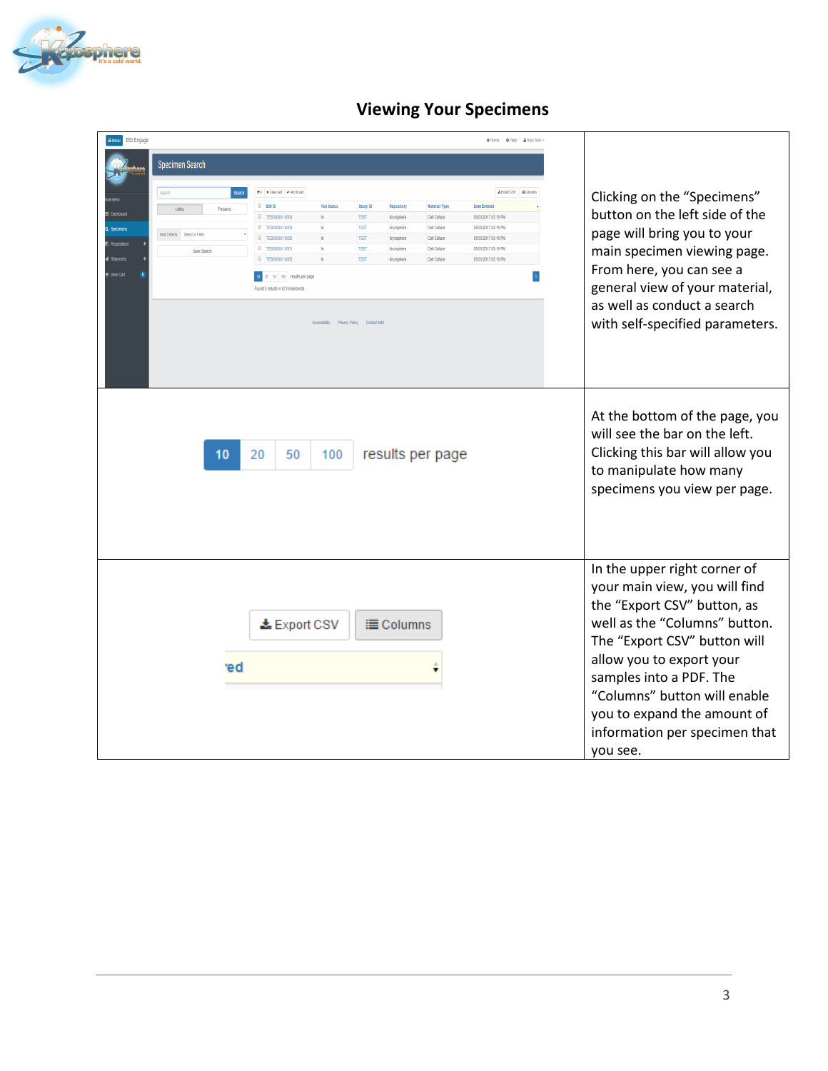# Viewing Your Specimens

| | |
|---|---|
| | Clicking on the "Specimens" button on the left side of the page will bring you to your main specimen viewing page. From here, you can see a general view of your material, as well as conduct a search with self-specified parameters. |
| | At the bottom of the page, you will see the bar on the left. Clicking this bar will allow you to manipulate how many specimens you view per page. |
| | In the upper right corner of your main view, you will find the "Export CSV" button, as well as the "Columns" button. The "Export CSV" button will allow you to export your samples into a PDF. The "Columns" button will enable you to expand the amount of information per specimen that you see. |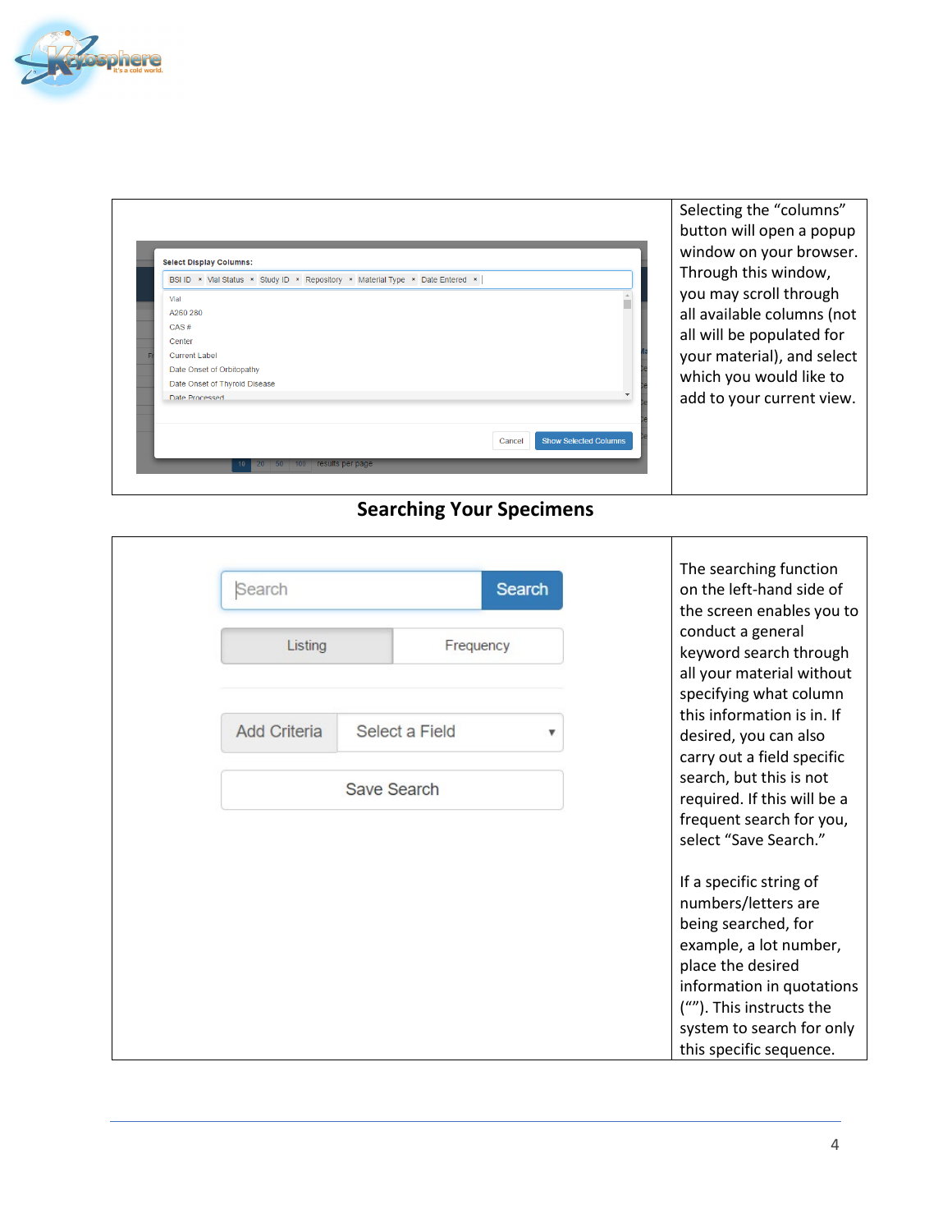| | Selecting the "columns" button will open a popup window on your browser. Through this window, you may scroll through all available columns (not all will be populated for your material), and select which you would like to add to your current view. |
|---|---|

## Searching Your Specimens

| | The searching function on the left-hand side of the screen enables you to conduct a general keyword search through all your material without specifying what column this information is in. If desired, you can also carry out a field specific search, but this is not required. If this will be a frequent search for you, select "Save Search."<br><br>If a specific string of numbers/letters are being searched, for example, a lot number, place the desired information in quotations (""). This instructs the system to search for only this specific sequence. |
|---|---|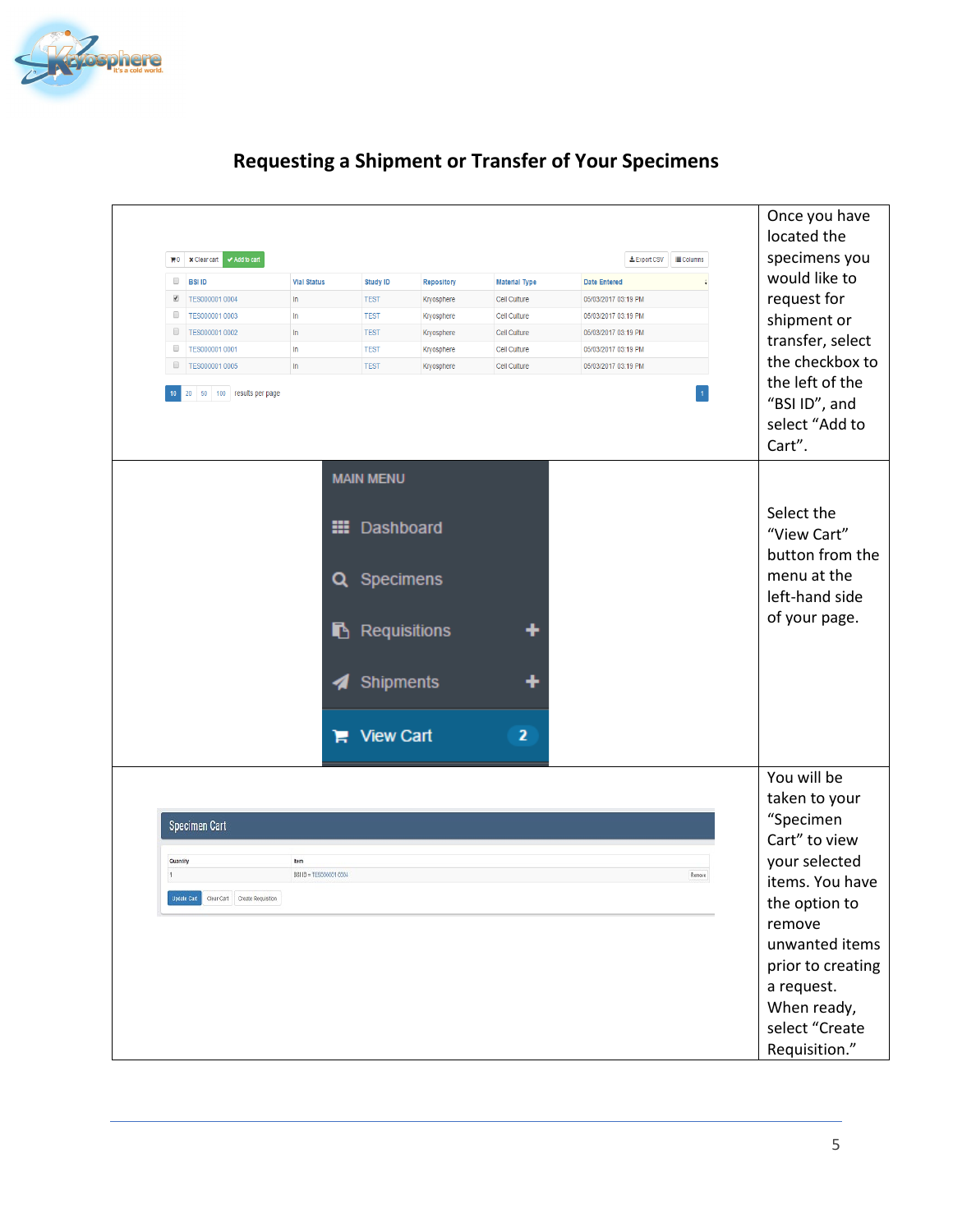## Requesting a Shipment or Transfer of Your Specimens

| | |
|---|---|
| | Once you have located the specimens you would like to request for shipment or transfer, select the checkbox to the left of the "BSI ID", and select "Add to Cart". |
| | Select the "View Cart" button from the menu at the left-hand side of your page. |
| | You will be taken to your "Specimen Cart" to view your selected items. You have the option to remove unwanted items prior to creating a request. When ready, select "Create Requisition." |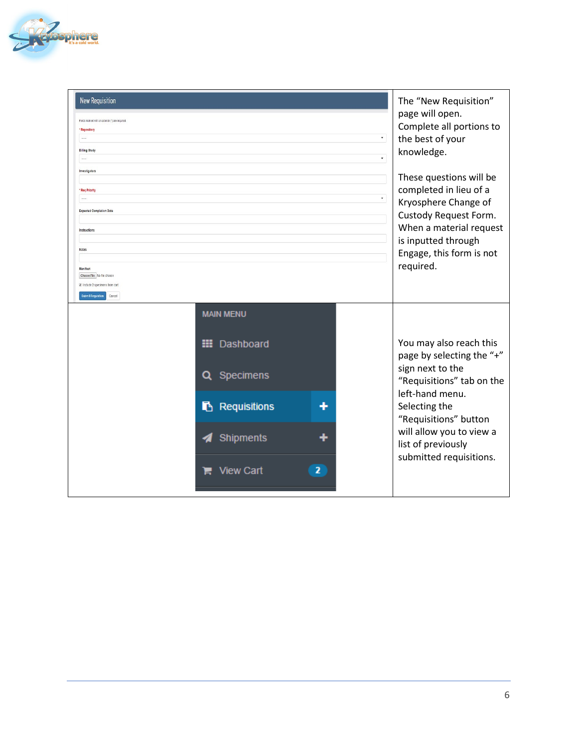| | |
|---|---|
| | The "New Requisition" page will open. Complete all portions to the best of your knowledge.<br><br>These questions will be completed in lieu of a Kryosphere Change of Custody Request Form. When a material request is inputted through Engage, this form is not required. |
| | You may also reach this page by selecting the "+" sign next to the "Requisitions" tab on the left-hand menu. Selecting the "Requisitions" button will allow you to view a list of previously submitted requisitions. |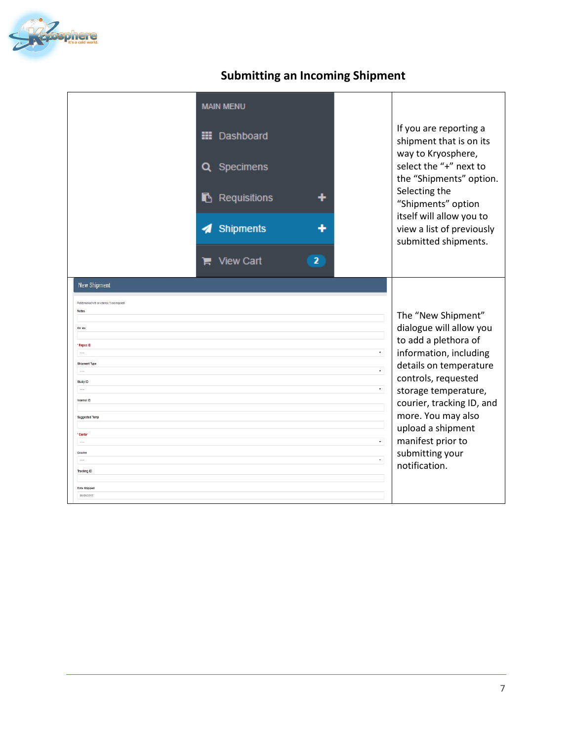## Submitting an Incoming Shipment

| | |
|---|---|
| MAIN MENU<br>Dashboard<br>Specimens<br>Requisitions +<br>Shipments +<br>View Cart 2 | If you are reporting a shipment that is on its way to Kryosphere, select the "+" next to the "Shipments" option. Selecting the "Shipments" option itself will allow you to view a list of previously submitted shipments. |
| New Shipment<br>Fields marked with an asterisk (*) are required.<br>Notes<br>Kit Ids<br>* Repos ID<br>Shipment Type<br>Study ID<br>Internal ID<br>Suggested Temp<br>* Center<br>Courier<br>Tracking ID<br>Date Shipped | The "New Shipment" dialogue will allow you to add a plethora of information, including details on temperature controls, requested storage temperature, courier, tracking ID, and more. You may also upload a shipment manifest prior to submitting your notification. |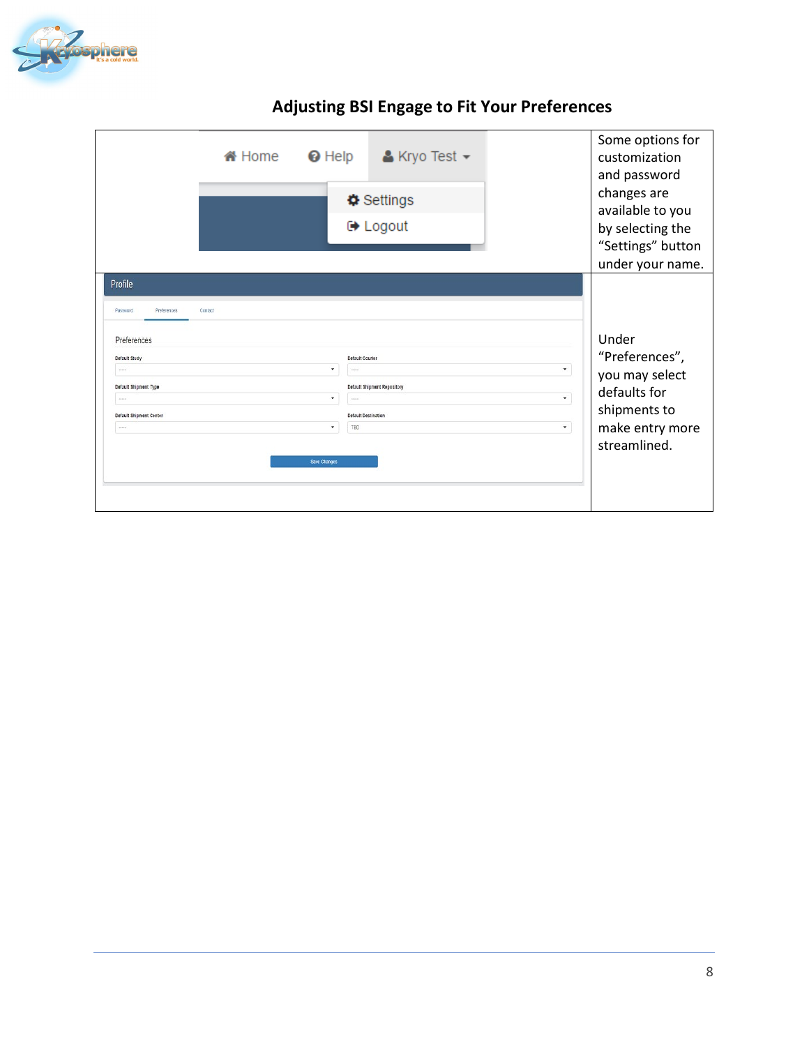# Adjusting BSI Engage to Fit Your Preferences

| | |
|---|---|
| Home · Help · Kryo Test ▾ <br> Settings <br> Logout | Some options for customization and password changes are available to you by selecting the "Settings" button under your name. |
| Profile <br> Password · Preferences · Contact <br> Preferences <br> Default Study · Default Courier <br> Default Shipment Type · Default Shipment Repository <br> Default Shipment Center · Default Destination (TBD) <br> Save Changes | Under "Preferences", you may select defaults for shipments to make entry more streamlined. |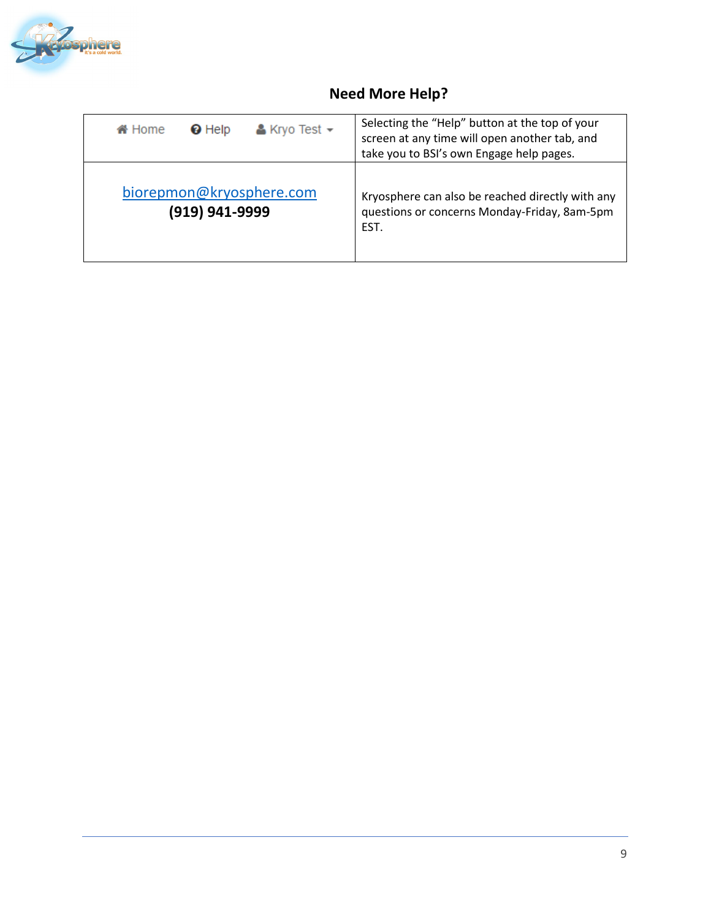## Need More Help?

| | |
|---|---|
| Home   Help   Kryo Test | Selecting the "Help" button at the top of your screen at any time will open another tab, and take you to BSI's own Engage help pages. |
| biorepmon@kryosphere.com<br>**(919) 941-9999** | Kryosphere can also be reached directly with any questions or concerns Monday-Friday, 8am-5pm EST. |